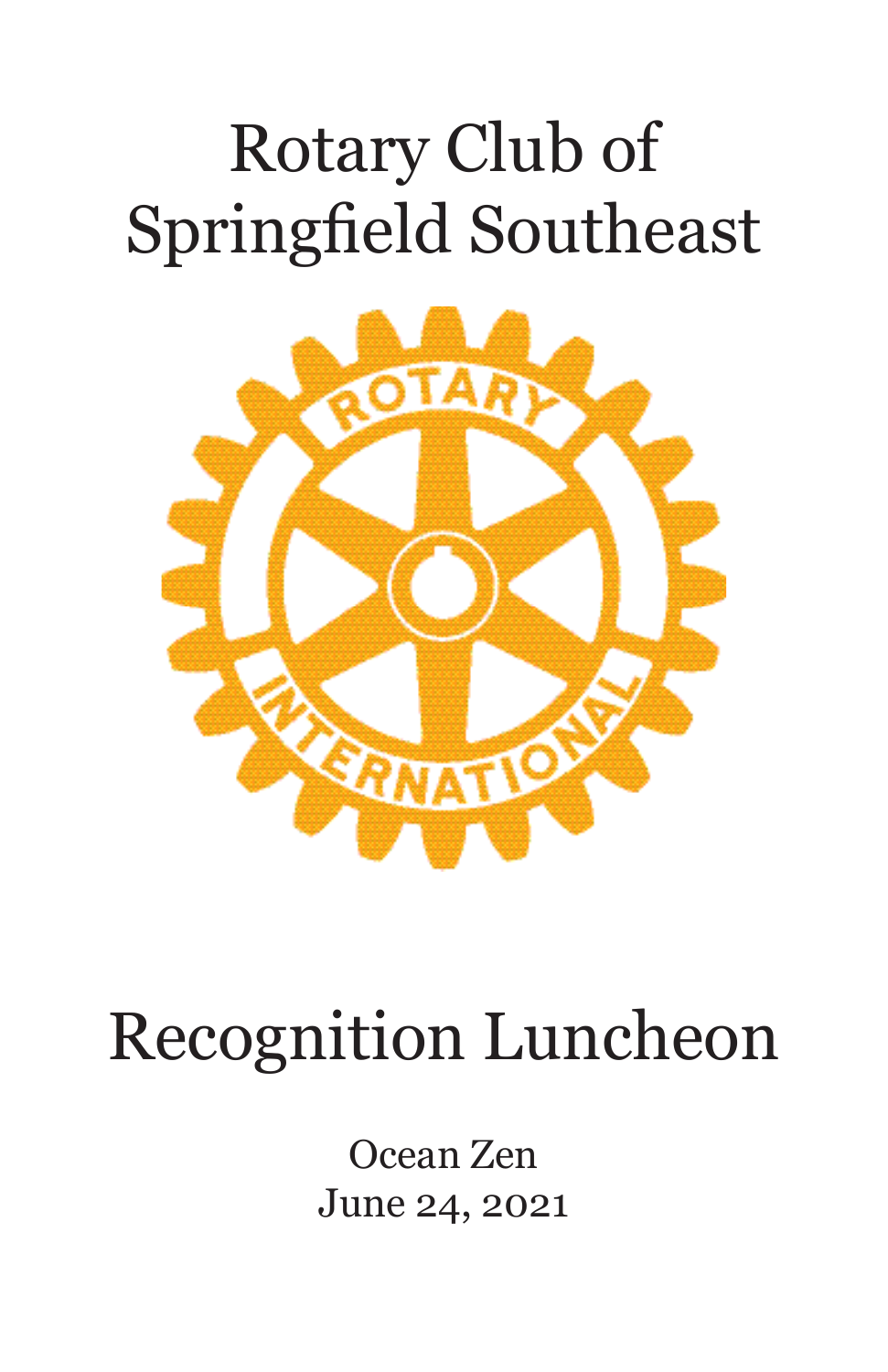# Rotary Club of Springfield Southeast

# Recognition Luncheon

Ocean Zen
June 24, 2021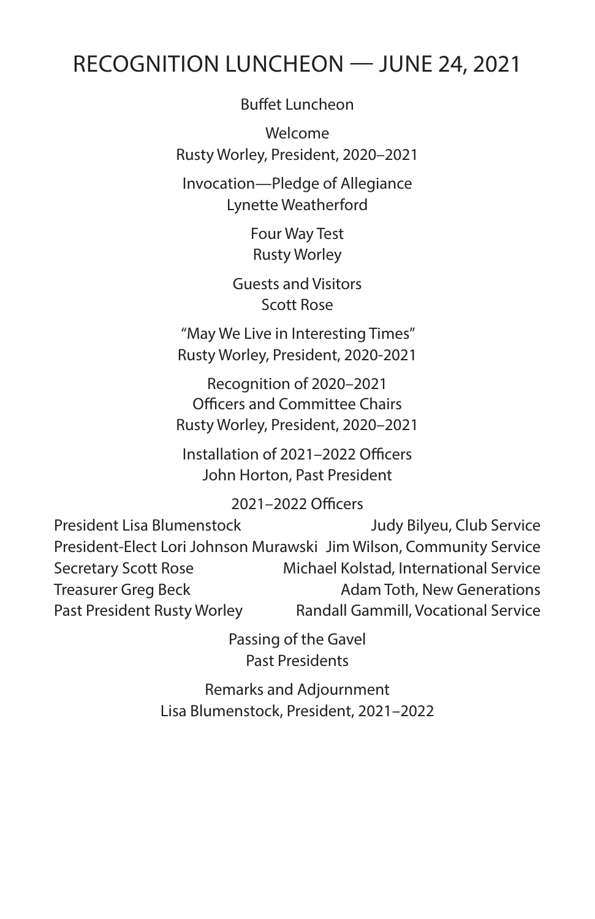# RECOGNITION LUNCHEON — JUNE 24, 2021

Buffet Luncheon

Welcome
Rusty Worley, President, 2020–2021

Invocation—Pledge of Allegiance
Lynette Weatherford

Four Way Test
Rusty Worley

Guests and Visitors
Scott Rose

"May We Live in Interesting Times"
Rusty Worley, President, 2020-2021

Recognition of 2020–2021
Officers and Committee Chairs
Rusty Worley, President, 2020–2021

Installation of 2021–2022 Officers
John Horton, Past President

2021–2022 Officers

President Lisa Blumenstock
President-Elect Lori Johnson Murawski
Secretary Scott Rose
Treasurer Greg Beck
Past President Rusty Worley

Judy Bilyeu, Club Service
Jim Wilson, Community Service
Michael Kolstad, International Service
Adam Toth, New Generations
Randall Gammill, Vocational Service

Passing of the Gavel
Past Presidents

Remarks and Adjournment
Lisa Blumenstock, President, 2021–2022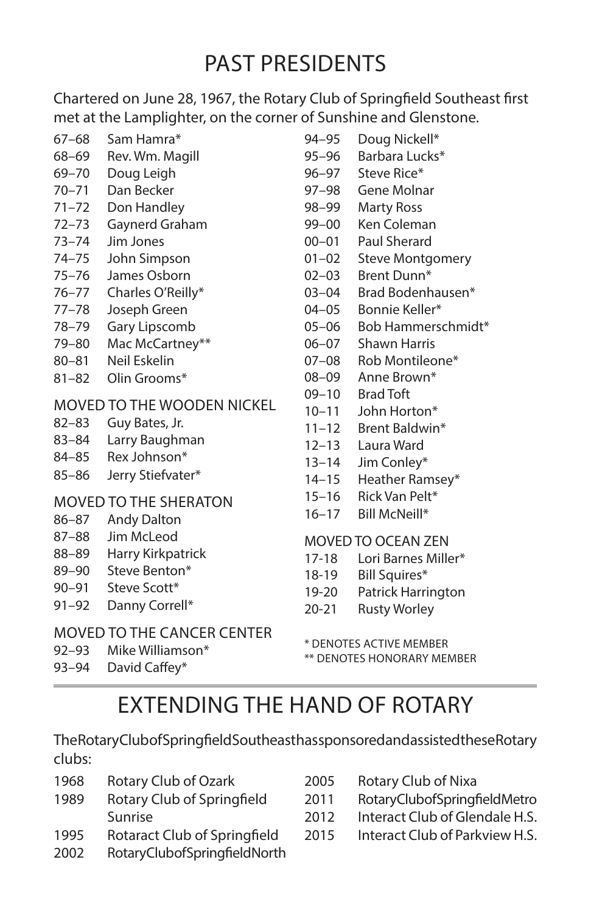# PAST PRESIDENTS

Chartered on June 28, 1967, the Rotary Club of Springfield Southeast first met at the Lamplighter, on the corner of Sunshine and Glenstone.

67–68 Sam Hamra*
68–69 Rev. Wm. Magill
69–70 Doug Leigh
70–71 Dan Becker
71–72 Don Handley
72–73 Gaynerd Graham
73–74 Jim Jones
74–75 John Simpson
75–76 James Osborn
76–77 Charles O'Reilly*
77–78 Joseph Green
78–79 Gary Lipscomb
79–80 Mac McCartney**
80–81 Neil Eskelin
81–82 Olin Grooms*

MOVED TO THE WOODEN NICKEL
82–83 Guy Bates, Jr.
83–84 Larry Baughman
84–85 Rex Johnson*
85–86 Jerry Stiefvater*

MOVED TO THE SHERATON
86–87 Andy Dalton
87–88 Jim McLeod
88–89 Harry Kirkpatrick
89–90 Steve Benton*
90–91 Steve Scott*
91–92 Danny Correll*

MOVED TO THE CANCER CENTER
92–93 Mike Williamson*
93–94 David Caffey*
94–95 Doug Nickell*
95–96 Barbara Lucks*
96–97 Steve Rice*
97–98 Gene Molnar
98–99 Marty Ross
99–00 Ken Coleman
00–01 Paul Sherard
01–02 Steve Montgomery
02–03 Brent Dunn*
03–04 Brad Bodenhausen*
04–05 Bonnie Keller*
05–06 Bob Hammerschmidt*
06–07 Shawn Harris
07–08 Rob Montileone*
08–09 Anne Brown*
09–10 Brad Toft
10–11 John Horton*
11–12 Brent Baldwin*
12–13 Laura Ward
13–14 Jim Conley*
14–15 Heather Ramsey*
15–16 Rick Van Pelt*
16–17 Bill McNeill*

MOVED TO OCEAN ZEN
17-18 Lori Barnes Miller*
18-19 Bill Squires*
19-20 Patrick Harrington
20-21 Rusty Worley

\* DENOTES ACTIVE MEMBER
\*\* DENOTES HONORARY MEMBER

# EXTENDING THE HAND OF ROTARY

The Rotary Club of Springfield Southeast has sponsored and assisted these Rotary clubs:

1968 Rotary Club of Ozark
1989 Rotary Club of Springfield Sunrise
1995 Rotaract Club of Springfield
2002 Rotary Club of Springfield North
2005 Rotary Club of Nixa
2011 Rotary Club of Springfield Metro
2012 Interact Club of Glendale H.S.
2015 Interact Club of Parkview H.S.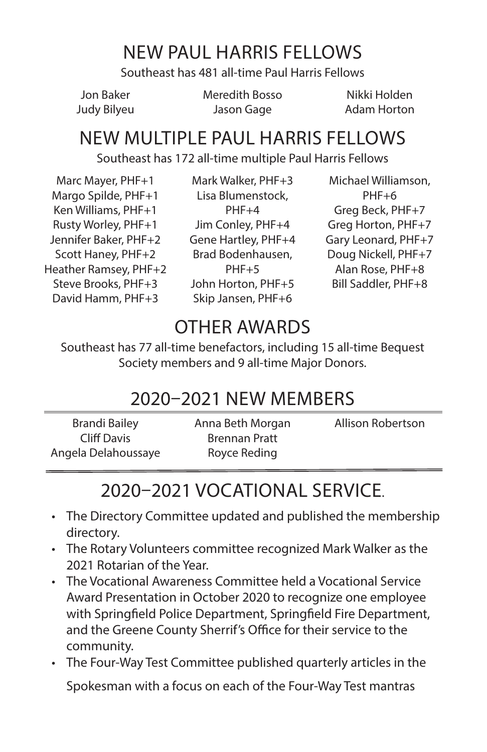# NEW PAUL HARRIS FELLOWS

Southeast has 481 all-time Paul Harris Fellows

Jon Baker
Judy Bilyeu
Meredith Bosso
Jason Gage
Nikki Holden
Adam Horton

# NEW MULTIPLE PAUL HARRIS FELLOWS

Southeast has 172 all-time multiple Paul Harris Fellows

Marc Mayer, PHF+1
Margo Spilde, PHF+1
Ken Williams, PHF+1
Rusty Worley, PHF+1
Jennifer Baker, PHF+2
Scott Haney, PHF+2
Heather Ramsey, PHF+2
Steve Brooks, PHF+3
David Hamm, PHF+3
Mark Walker, PHF+3
Lisa Blumenstock, PHF+4
Jim Conley, PHF+4
Gene Hartley, PHF+4
Brad Bodenhausen, PHF+5
John Horton, PHF+5
Skip Jansen, PHF+6
Michael Williamson, PHF+6
Greg Beck, PHF+7
Greg Horton, PHF+7
Gary Leonard, PHF+7
Doug Nickell, PHF+7
Alan Rose, PHF+8
Bill Saddler, PHF+8

# OTHER AWARDS

Southeast has 77 all-time benefactors, including 15 all-time Bequest Society members and 9 all-time Major Donors.

# 2020–2021 NEW MEMBERS

Brandi Bailey
Cliff Davis
Angela Delahoussaye
Anna Beth Morgan
Brennan Pratt
Royce Reding
Allison Robertson

# 2020–2021 VOCATIONAL SERVICE.

- The Directory Committee updated and published the membership directory.
- The Rotary Volunteers committee recognized Mark Walker as the 2021 Rotarian of the Year.
- The Vocational Awareness Committee held a Vocational Service Award Presentation in October 2020 to recognize one employee with Springfield Police Department, Springfield Fire Department, and the Greene County Sherrif's Office for their service to the community.
- The Four-Way Test Committee published quarterly articles in the Spokesman with a focus on each of the Four-Way Test mantras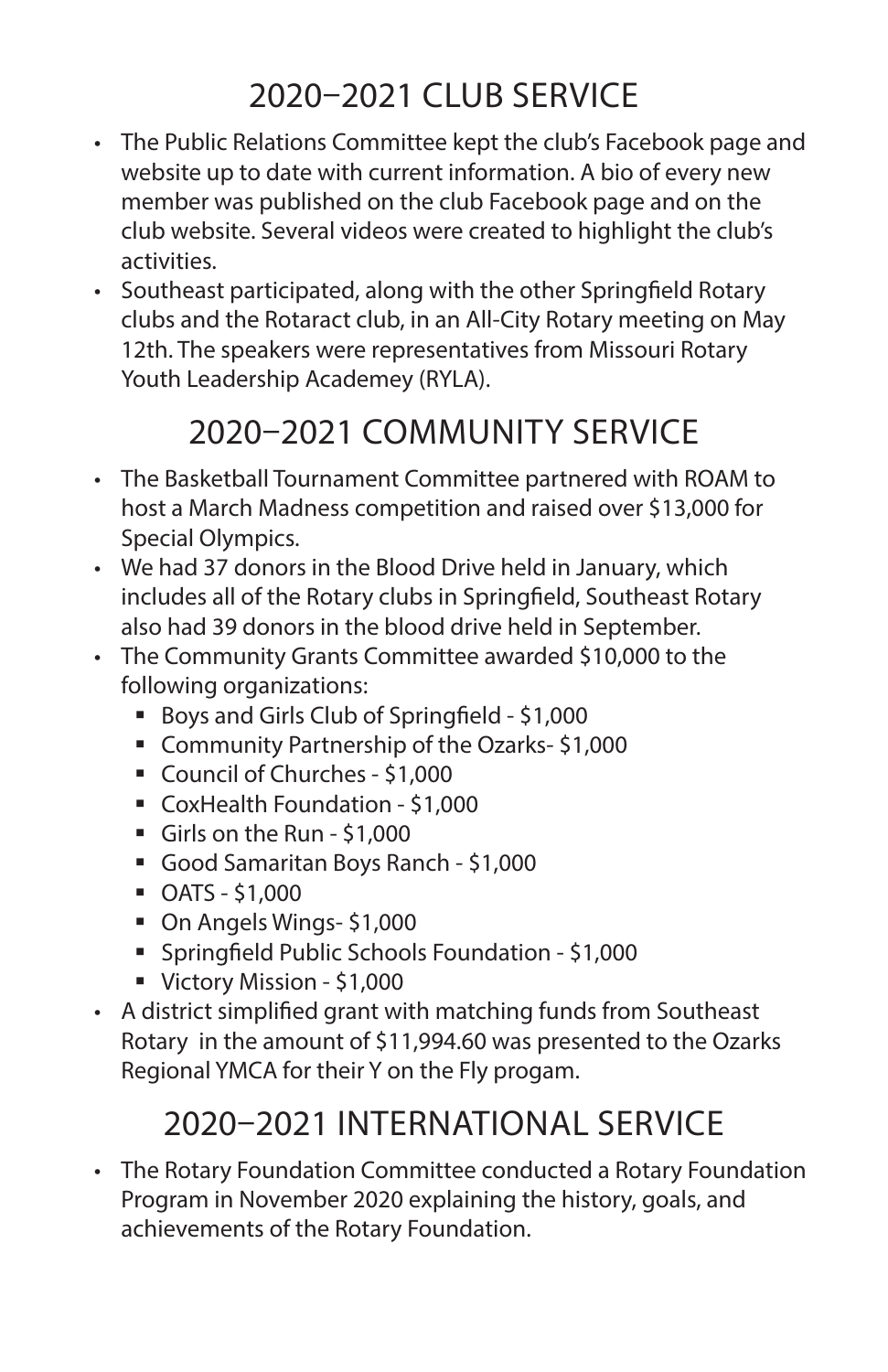## 2020–2021 CLUB SERVICE

- The Public Relations Committee kept the club's Facebook page and website up to date with current information. A bio of every new member was published on the club Facebook page and on the club website. Several videos were created to highlight the club's activities.
- Southeast participated, along with the other Springfield Rotary clubs and the Rotaract club, in an All-City Rotary meeting on May 12th. The speakers were representatives from Missouri Rotary Youth Leadership Academey (RYLA).

## 2020–2021 COMMUNITY SERVICE

- The Basketball Tournament Committee partnered with ROAM to host a March Madness competition and raised over $13,000 for Special Olympics.
- We had 37 donors in the Blood Drive held in January, which includes all of the Rotary clubs in Springfield, Southeast Rotary also had 39 donors in the blood drive held in September.
- The Community Grants Committee awarded $10,000 to the following organizations:
  - Boys and Girls Club of Springfield - $1,000
  - Community Partnership of the Ozarks- $1,000
  - Council of Churches - $1,000
  - CoxHealth Foundation - $1,000
  - Girls on the Run - $1,000
  - Good Samaritan Boys Ranch - $1,000
  - OATS - $1,000
  - On Angels Wings- $1,000
  - Springfield Public Schools Foundation - $1,000
  - Victory Mission - $1,000
- A district simplified grant with matching funds from Southeast Rotary in the amount of $11,994.60 was presented to the Ozarks Regional YMCA for their Y on the Fly progam.

## 2020–2021 INTERNATIONAL SERVICE

- The Rotary Foundation Committee conducted a Rotary Foundation Program in November 2020 explaining the history, goals, and achievements of the Rotary Foundation.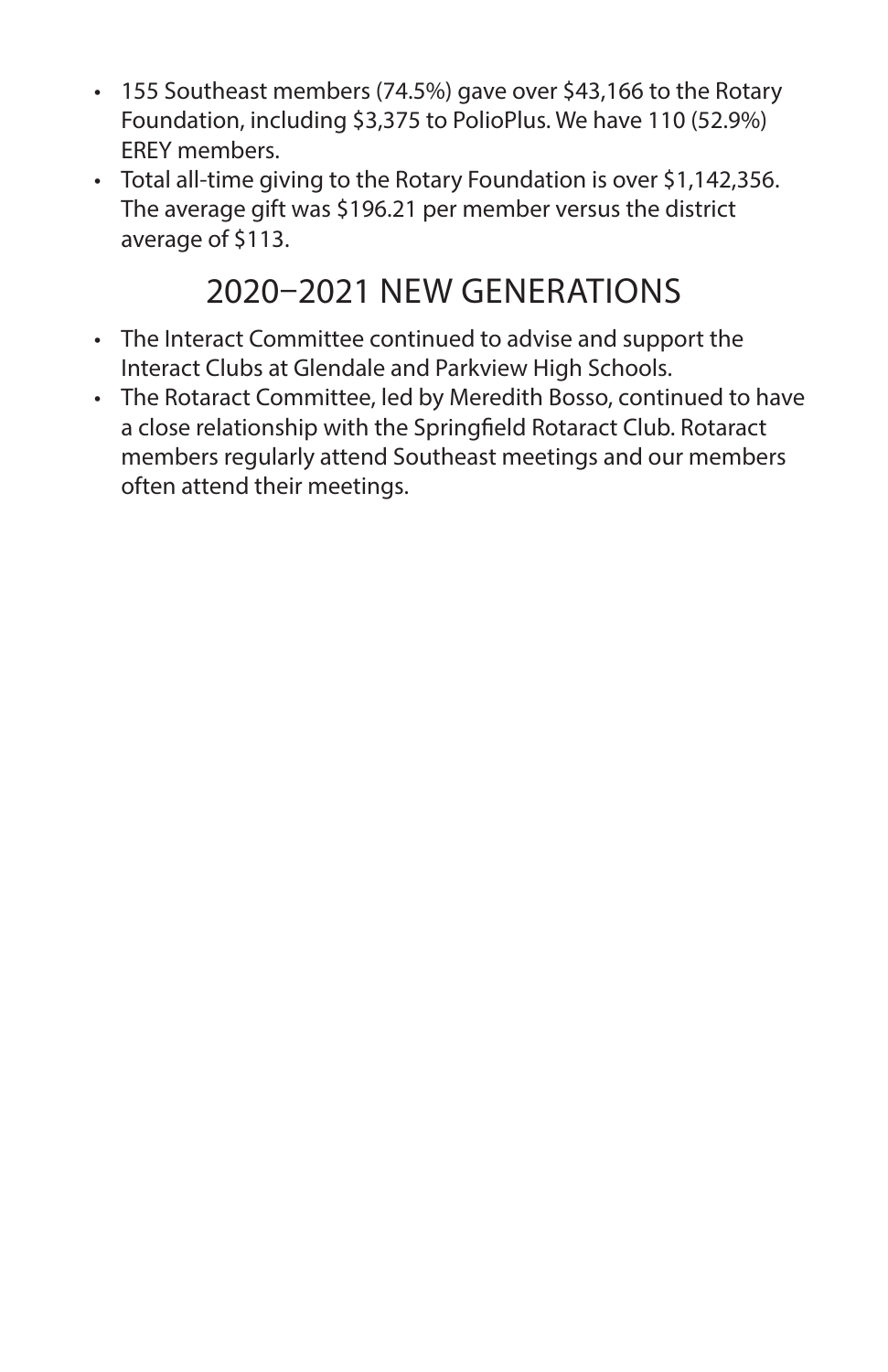- 155 Southeast members (74.5%) gave over $43,166 to the Rotary Foundation, including $3,375 to PolioPlus. We have 110 (52.9%) EREY members.
- Total all-time giving to the Rotary Foundation is over $1,142,356. The average gift was $196.21 per member versus the district average of $113.

## 2020–2021 NEW GENERATIONS

- The Interact Committee continued to advise and support the Interact Clubs at Glendale and Parkview High Schools.
- The Rotaract Committee, led by Meredith Bosso, continued to have a close relationship with the Springfield Rotaract Club. Rotaract members regularly attend Southeast meetings and our members often attend their meetings.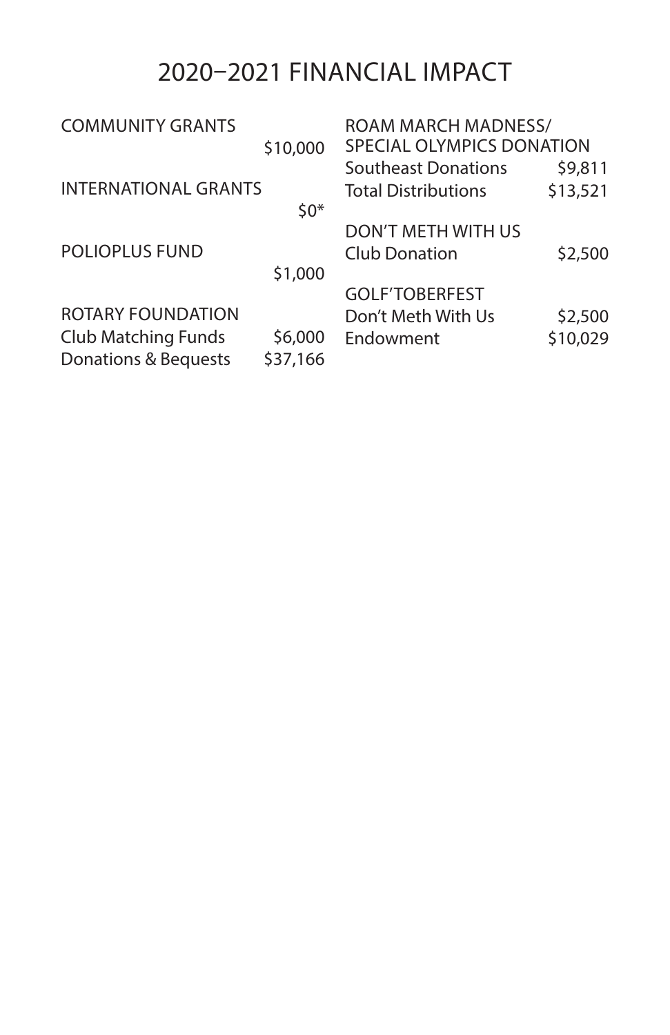# 2020–2021 FINANCIAL IMPACT

COMMUNITY GRANTS

$10,000

INTERNATIONAL GRANTS

$0*

POLIOPLUS FUND

$1,000

ROTARY FOUNDATION

| | |
|---|---|
| Club Matching Funds | $6,000 |
| Donations & Bequests | $37,166 |

ROAM MARCH MADNESS/ SPECIAL OLYMPICS DONATION

| | |
|---|---|
| Southeast Donations | $9,811 |
| Total Distributions | $13,521 |

DON'T METH WITH US

| | |
|---|---|
| Club Donation | $2,500 |

GOLF'TOBERFEST

| | |
|---|---|
| Don't Meth With Us | $2,500 |
| Endowment | $10,029 |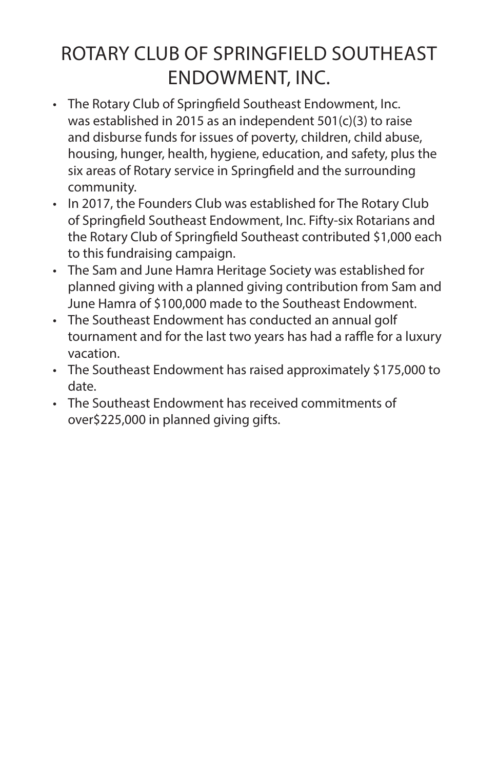# ROTARY CLUB OF SPRINGFIELD SOUTHEAST ENDOWMENT, INC.

- The Rotary Club of Springfield Southeast Endowment, Inc. was established in 2015 as an independent 501(c)(3) to raise and disburse funds for issues of poverty, children, child abuse, housing, hunger, health, hygiene, education, and safety, plus the six areas of Rotary service in Springfield and the surrounding community.
- In 2017, the Founders Club was established for The Rotary Club of Springfield Southeast Endowment, Inc. Fifty-six Rotarians and the Rotary Club of Springfield Southeast contributed $1,000 each to this fundraising campaign.
- The Sam and June Hamra Heritage Society was established for planned giving with a planned giving contribution from Sam and June Hamra of $100,000 made to the Southeast Endowment.
- The Southeast Endowment has conducted an annual golf tournament and for the last two years has had a raffle for a luxury vacation.
- The Southeast Endowment has raised approximately $175,000 to date.
- The Southeast Endowment has received commitments of over$225,000 in planned giving gifts.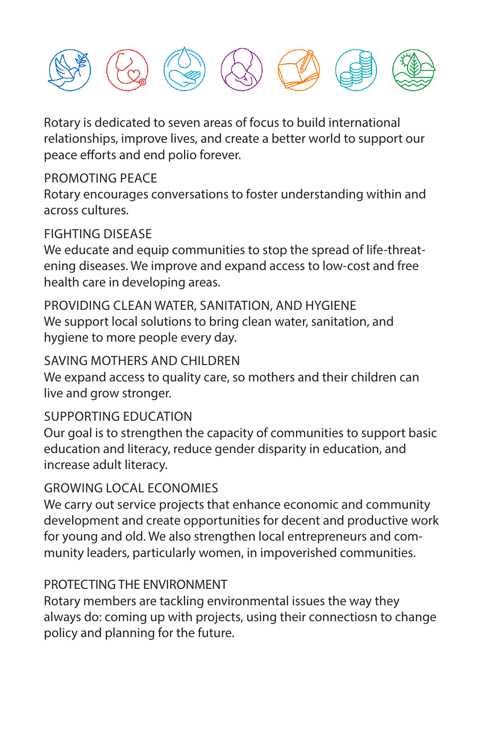Rotary is dedicated to seven areas of focus to build international relationships, improve lives, and create a better world to support our peace efforts and end polio forever.

PROMOTING PEACE

Rotary encourages conversations to foster understanding within and across cultures.

FIGHTING DISEASE

We educate and equip communities to stop the spread of life-threatening diseases. We improve and expand access to low-cost and free health care in developing areas.

PROVIDING CLEAN WATER, SANITATION, AND HYGIENE

We support local solutions to bring clean water, sanitation, and hygiene to more people every day.

SAVING MOTHERS AND CHILDREN

We expand access to quality care, so mothers and their children can live and grow stronger.

SUPPORTING EDUCATION

Our goal is to strengthen the capacity of communities to support basic education and literacy, reduce gender disparity in education, and increase adult literacy.

GROWING LOCAL ECONOMIES

We carry out service projects that enhance economic and community development and create opportunities for decent and productive work for young and old. We also strengthen local entrepreneurs and community leaders, particularly women, in impoverished communities.

PROTECTING THE ENVIRONMENT

Rotary members are tackling environmental issues the way they always do: coming up with projects, using their connectiosn to change policy and planning for the future.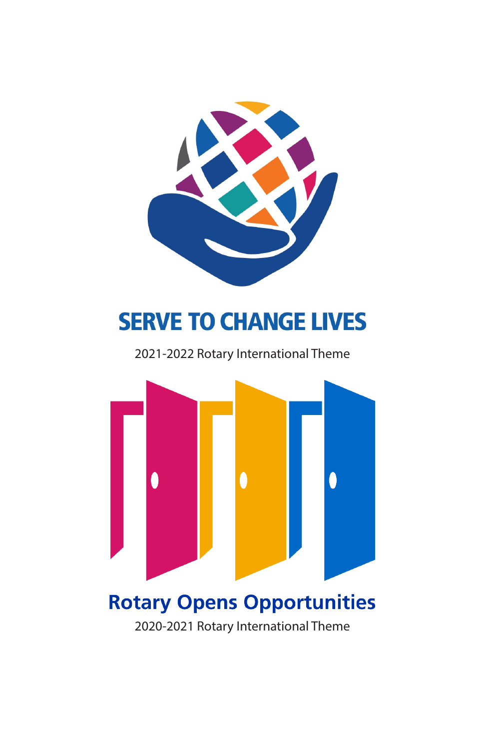# SERVE TO CHANGE LIVES

2021-2022 Rotary International Theme

# Rotary Opens Opportunities

2020-2021 Rotary International Theme